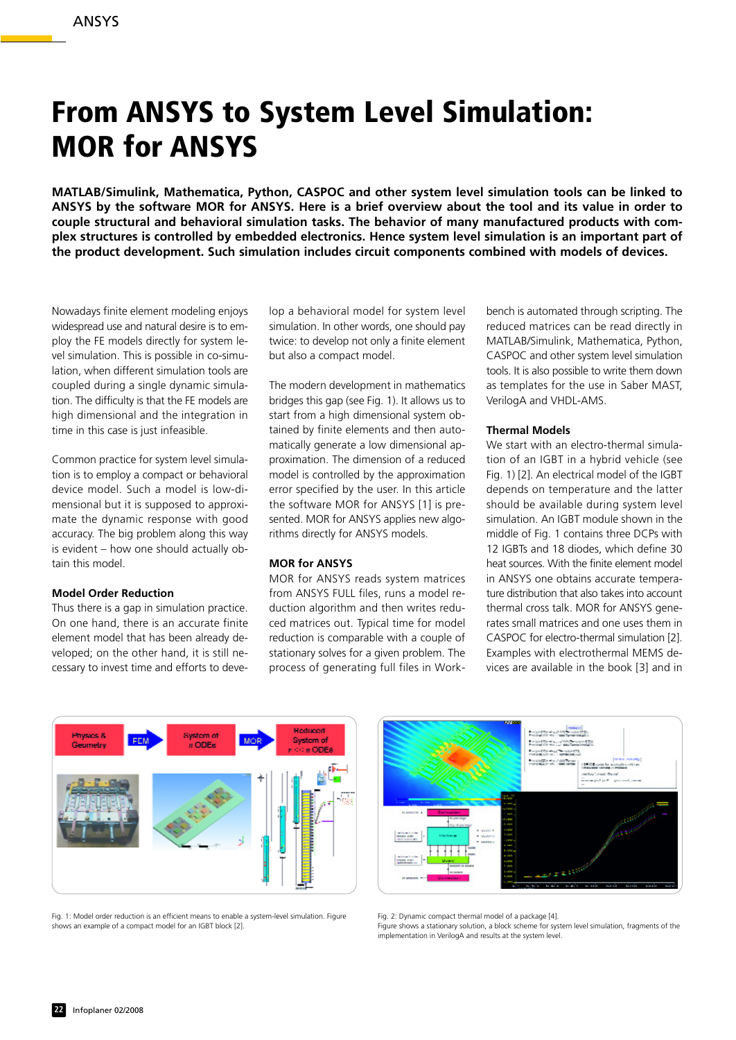# From ANSYS to System Level Simulation: MOR for ANSYS

**MATLAB/Simulink, Mathematica, Python, CASPOC and other system level simulation tools can be linked to ANSYS by the software MOR for ANSYS. Here is a brief overview about the tool and its value in order to couple structural and behavioral simulation tasks. The behavior of many manufactured products with complex structures is controlled by embedded electronics. Hence system level simulation is an important part of the product development. Such simulation includes circuit components combined with models of devices.**

Nowadays finite element modeling enjoys widespread use and natural desire is to employ the FE models directly for system level simulation. This is possible in co-simulation, when different simulation tools are coupled during a single dynamic simulation. The difficulty is that the FE models are high dimensional and the integration in time in this case is just infeasible.

Common practice for system level simulation is to employ a compact or behavioral device model. Such a model is low-dimensional but it is supposed to approximate the dynamic response with good accuracy. The big problem along this way is evident – how one should actually obtain this model.

### Model Order Reduction

Thus there is a gap in simulation practice. On one hand, there is an accurate finite element model that has been already developed; on the other hand, it is still necessary to invest time and efforts to develop a behavioral model for system level simulation. In other words, one should pay twice: to develop not only a finite element but also a compact model.

The modern development in mathematics bridges this gap (see Fig. 1). It allows us to start from a high dimensional system obtained by finite elements and then automatically generate a low dimensional approximation. The dimension of a reduced model is controlled by the approximation error specified by the user. In this article the software MOR for ANSYS [1] is presented. MOR for ANSYS applies new algorithms directly for ANSYS models.

### MOR for ANSYS

MOR for ANSYS reads system matrices from ANSYS FULL files, runs a model reduction algorithm and then writes reduced matrices out. Typical time for model reduction is comparable with a couple of stationary solves for a given problem. The process of generating full files in Workbench is automated through scripting. The reduced matrices can be read directly in MATLAB/Simulink, Mathematica, Python, CASPOC and other system level simulation tools. It is also possible to write them down as templates for the use in Saber MAST, VerilogA and VHDL-AMS.

### Thermal Models

We start with an electro-thermal simulation of an IGBT in a hybrid vehicle (see Fig. 1) [2]. An electrical model of the IGBT depends on temperature and the latter should be available during system level simulation. An IGBT module shown in the middle of Fig. 1 contains three DCPs with 12 IGBTs and 18 diodes, which define 30 heat sources. With the finite element model in ANSYS one obtains accurate temperature distribution that also takes into account thermal cross talk. MOR for ANSYS generates small matrices and one uses them in CASPOC for electro-thermal simulation [2]. Examples with electrothermal MEMS devices are available in the book [3] and in

Fig. 1: Model order reduction is an efficient means to enable a system-level simulation. Figure shows an example of a compact model for an IGBT block [2].

Fig. 2: Dynamic compact thermal model of a package [4]. Figure shows a stationary solution, a block scheme for system level simulation, fragments of the implementation in VerilogA and results at the system level.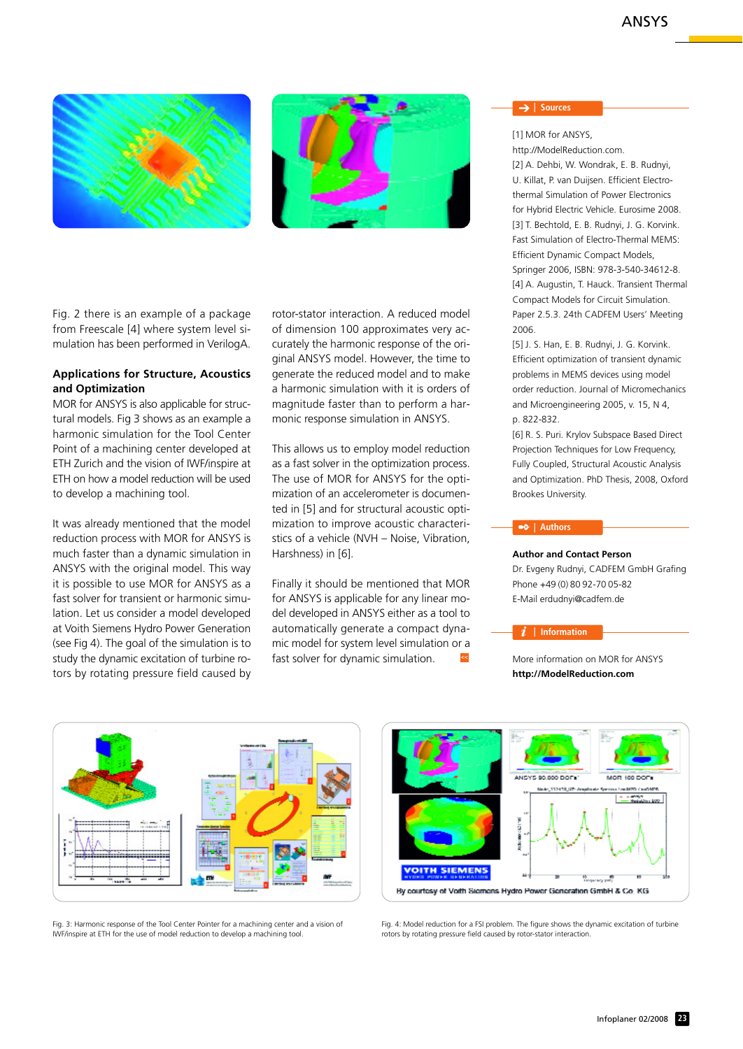Fig. 2 there is an example of a package from Freescale [4] where system level simulation has been performed in VerilogA.

### Applications for Structure, Acoustics and Optimization

MOR for ANSYS is also applicable for structural models. Fig 3 shows as an example a harmonic simulation for the Tool Center Point of a machining center developed at ETH Zurich and the vision of IWF/inspire at ETH on how a model reduction will be used to develop a machining tool.

It was already mentioned that the model reduction process with MOR for ANSYS is much faster than a dynamic simulation in ANSYS with the original model. This way it is possible to use MOR for ANSYS as a fast solver for transient or harmonic simulation. Let us consider a model developed at Voith Siemens Hydro Power Generation (see Fig 4). The goal of the simulation is to study the dynamic excitation of turbine rotors by rotating pressure field caused by rotor-stator interaction. A reduced model of dimension 100 approximates very accurately the harmonic response of the original ANSYS model. However, the time to generate the reduced model and to make a harmonic simulation with it is orders of magnitude faster than to perform a harmonic response simulation in ANSYS.

This allows us to employ model reduction as a fast solver in the optimization process. The use of MOR for ANSYS for the optimization of an accelerometer is documented in [5] and for structural acoustic optimization to improve acoustic characteristics of a vehicle (NVH – Noise, Vibration, Harshness) in [6].

Finally it should be mentioned that MOR for ANSYS is applicable for any linear model developed in ANSYS either as a tool to automatically generate a compact dynamic model for system level simulation or a fast solver for dynamic simulation.

## Sources

[1] MOR for ANSYS, http://ModelReduction.com.
[2] A. Dehbi, W. Wondrak, E. B. Rudnyi, U. Killat, P. van Duijsen. Efficient Electrothermal Simulation of Power Electronics for Hybrid Electric Vehicle. Eurosime 2008.
[3] T. Bechtold, E. B. Rudnyi, J. G. Korvink. Fast Simulation of Electro-Thermal MEMS: Efficient Dynamic Compact Models, Springer 2006, ISBN: 978-3-540-34612-8.
[4] A. Augustin, T. Hauck. Transient Thermal Compact Models for Circuit Simulation. Paper 2.5.3. 24th CADFEM Users' Meeting 2006.
[5] J. S. Han, E. B. Rudnyi, J. G. Korvink. Efficient optimization of transient dynamic problems in MEMS devices using model order reduction. Journal of Micromechanics and Microengineering 2005, v. 15, N 4, p. 822-832.
[6] R. S. Puri. Krylov Subspace Based Direct Projection Techniques for Low Frequency, Fully Coupled, Structural Acoustic Analysis and Optimization. PhD Thesis, 2008, Oxford Brookes University.

## Authors

**Author and Contact Person**
Dr. Evgeny Rudnyi, CADFEM GmbH Grafing
Phone +49 (0) 80 92-70 05-82
E-Mail erdudnyi@cadfem.de

## Information

More information on MOR for ANSYS
**http://ModelReduction.com**

ANSYS 90.000 DOFs
MOR 100 DOFs
VOITH SIEMENS
HYDRO POWER GENERATION
By courtesy of Voith Siemens Hydro Power Generation GmbH & Co. KG

Fig. 3: Harmonic response of the Tool Center Pointer for a machining center and a vision of IWF/inspire at ETH for the use of model reduction to develop a machining tool.

Fig. 4: Model reduction for a FSI problem. The figure shows the dynamic excitation of turbine rotors by rotating pressure field caused by rotor-stator interaction.